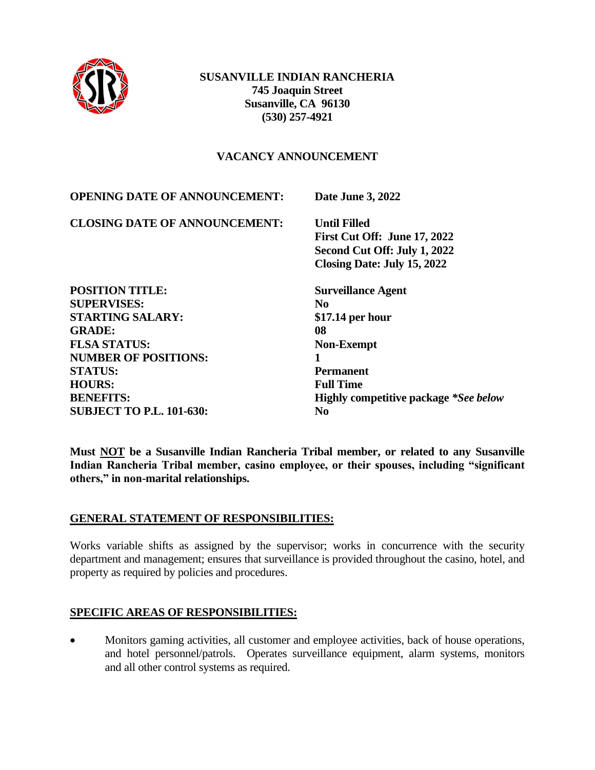**SUSANVILLE INDIAN RANCHERIA**
**745 Joaquin Street**
**Susanville, CA 96130**
**(530) 257-4921**

## VACANCY ANNOUNCEMENT

| | |
|---|---|
| **OPENING DATE OF ANNOUNCEMENT:** | **Date June 3, 2022** |
| **CLOSING DATE OF ANNOUNCEMENT:** | **Until Filled**<br>**First Cut Off: June 17, 2022**<br>**Second Cut Off: July 1, 2022**<br>**Closing Date: July 15, 2022** |
| **POSITION TITLE:** | **Surveillance Agent** |
| **SUPERVISES:** | **No** |
| **STARTING SALARY:** | **$17.14 per hour** |
| **GRADE:** | **08** |
| **FLSA STATUS:** | **Non-Exempt** |
| **NUMBER OF POSITIONS:** | **1** |
| **STATUS:** | **Permanent** |
| **HOURS:** | **Full Time** |
| **BENEFITS:** | **Highly competitive package *\*See below*** |
| **SUBJECT TO P.L. 101-630:** | **No** |

**Must NOT be a Susanville Indian Rancheria Tribal member, or related to any Susanville Indian Rancheria Tribal member, casino employee, or their spouses, including "significant others," in non-marital relationships.**

### GENERAL STATEMENT OF RESPONSIBILITIES:

Works variable shifts as assigned by the supervisor; works in concurrence with the security department and management; ensures that surveillance is provided throughout the casino, hotel, and property as required by policies and procedures.

### SPECIFIC AREAS OF RESPONSIBILITIES:

- Monitors gaming activities, all customer and employee activities, back of house operations, and hotel personnel/patrols. Operates surveillance equipment, alarm systems, monitors and all other control systems as required.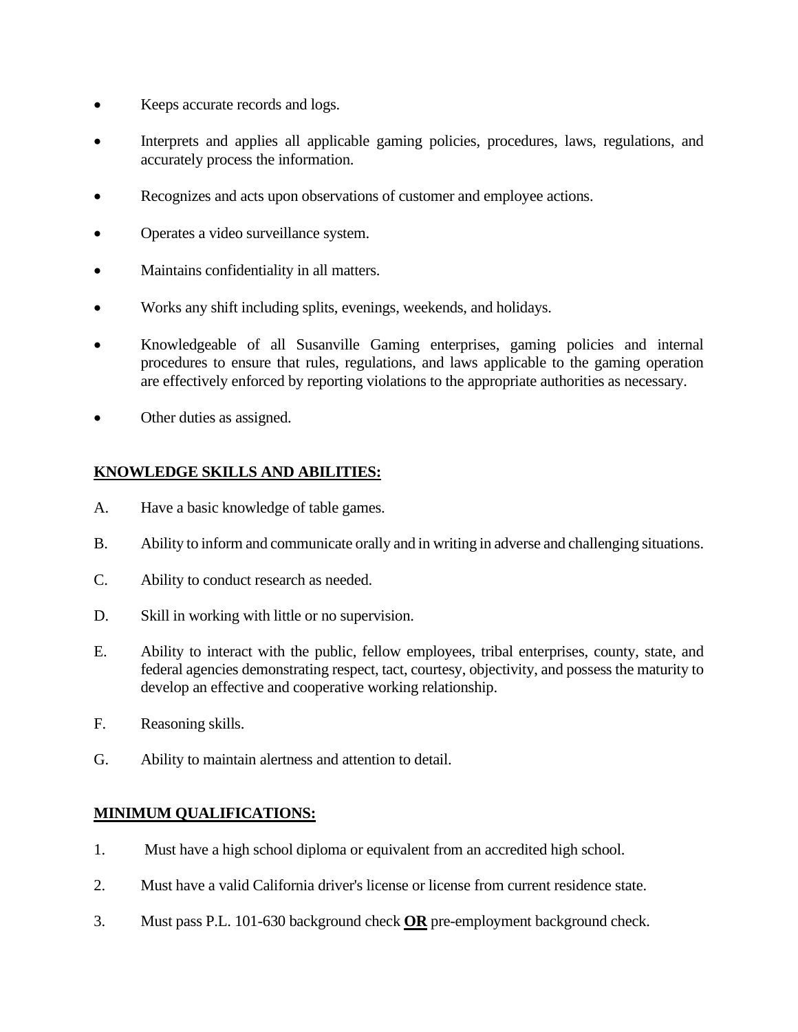- Keeps accurate records and logs.
- Interprets and applies all applicable gaming policies, procedures, laws, regulations, and accurately process the information.
- Recognizes and acts upon observations of customer and employee actions.
- Operates a video surveillance system.
- Maintains confidentiality in all matters.
- Works any shift including splits, evenings, weekends, and holidays.
- Knowledgeable of all Susanville Gaming enterprises, gaming policies and internal procedures to ensure that rules, regulations, and laws applicable to the gaming operation are effectively enforced by reporting violations to the appropriate authorities as necessary.
- Other duties as assigned.

## KNOWLEDGE SKILLS AND ABILITIES:

A. Have a basic knowledge of table games.

B. Ability to inform and communicate orally and in writing in adverse and challenging situations.

C. Ability to conduct research as needed.

D. Skill in working with little or no supervision.

E. Ability to interact with the public, fellow employees, tribal enterprises, county, state, and federal agencies demonstrating respect, tact, courtesy, objectivity, and possess the maturity to develop an effective and cooperative working relationship.

F. Reasoning skills.

G. Ability to maintain alertness and attention to detail.

## MINIMUM QUALIFICATIONS:

1. Must have a high school diploma or equivalent from an accredited high school.
2. Must have a valid California driver's license or license from current residence state.
3. Must pass P.L. 101-630 background check **OR** pre-employment background check.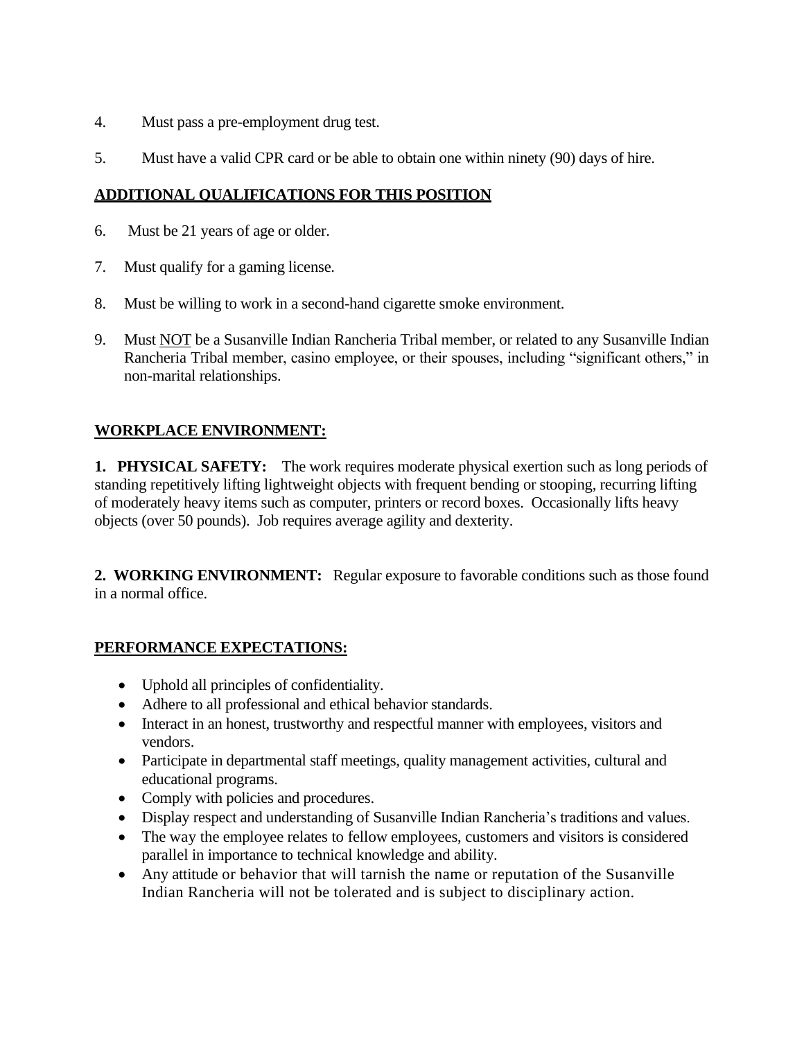4. Must pass a pre-employment drug test.

5. Must have a valid CPR card or be able to obtain one within ninety (90) days of hire.

## ADDITIONAL QUALIFICATIONS FOR THIS POSITION

6. Must be 21 years of age or older.

7. Must qualify for a gaming license.

8. Must be willing to work in a second-hand cigarette smoke environment.

9. Must <u>NOT</u> be a Susanville Indian Rancheria Tribal member, or related to any Susanville Indian Rancheria Tribal member, casino employee, or their spouses, including "significant others," in non-marital relationships.

## WORKPLACE ENVIRONMENT:

**1. PHYSICAL SAFETY:** The work requires moderate physical exertion such as long periods of standing repetitively lifting lightweight objects with frequent bending or stooping, recurring lifting of moderately heavy items such as computer, printers or record boxes. Occasionally lifts heavy objects (over 50 pounds). Job requires average agility and dexterity.

**2. WORKING ENVIRONMENT:** Regular exposure to favorable conditions such as those found in a normal office.

## PERFORMANCE EXPECTATIONS:

- Uphold all principles of confidentiality.
- Adhere to all professional and ethical behavior standards.
- Interact in an honest, trustworthy and respectful manner with employees, visitors and vendors.
- Participate in departmental staff meetings, quality management activities, cultural and educational programs.
- Comply with policies and procedures.
- Display respect and understanding of Susanville Indian Rancheria's traditions and values.
- The way the employee relates to fellow employees, customers and visitors is considered parallel in importance to technical knowledge and ability.
- Any attitude or behavior that will tarnish the name or reputation of the Susanville Indian Rancheria will not be tolerated and is subject to disciplinary action.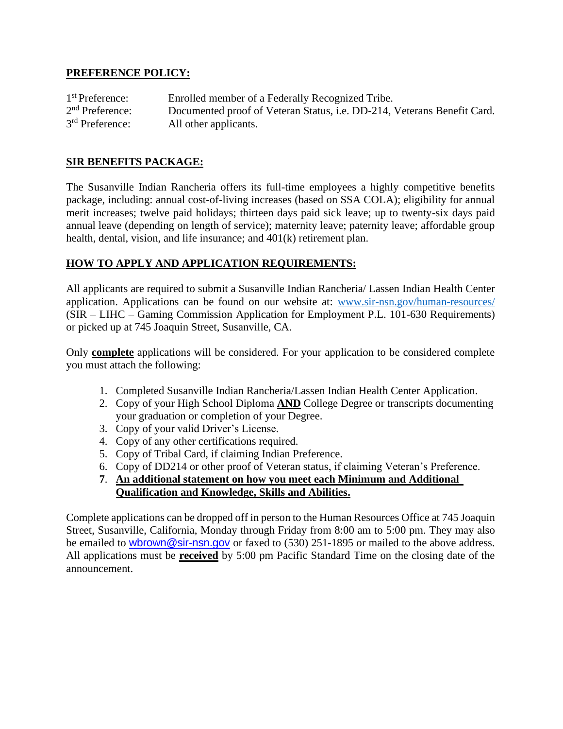## PREFERENCE POLICY:

| | |
|---|---|
| 1st Preference: | Enrolled member of a Federally Recognized Tribe. |
| 2nd Preference: | Documented proof of Veteran Status, i.e. DD-214, Veterans Benefit Card. |
| 3rd Preference: | All other applicants. |

## SIR BENEFITS PACKAGE:

The Susanville Indian Rancheria offers its full-time employees a highly competitive benefits package, including: annual cost-of-living increases (based on SSA COLA); eligibility for annual merit increases; twelve paid holidays; thirteen days paid sick leave; up to twenty-six days paid annual leave (depending on length of service); maternity leave; paternity leave; affordable group health, dental, vision, and life insurance; and 401(k) retirement plan.

## HOW TO APPLY AND APPLICATION REQUIREMENTS:

All applicants are required to submit a Susanville Indian Rancheria/ Lassen Indian Health Center application. Applications can be found on our website at: www.sir-nsn.gov/human-resources/ (SIR – LIHC – Gaming Commission Application for Employment P.L. 101-630 Requirements) or picked up at 745 Joaquin Street, Susanville, CA.

Only **complete** applications will be considered. For your application to be considered complete you must attach the following:

1. Completed Susanville Indian Rancheria/Lassen Indian Health Center Application.
2. Copy of your High School Diploma **AND** College Degree or transcripts documenting your graduation or completion of your Degree.
3. Copy of your valid Driver's License.
4. Copy of any other certifications required.
5. Copy of Tribal Card, if claiming Indian Preference.
6. Copy of DD214 or other proof of Veteran status, if claiming Veteran's Preference.
7. **An additional statement on how you meet each Minimum and Additional Qualification and Knowledge, Skills and Abilities.**

Complete applications can be dropped off in person to the Human Resources Office at 745 Joaquin Street, Susanville, California, Monday through Friday from 8:00 am to 5:00 pm. They may also be emailed to wbrown@sir-nsn.gov or faxed to (530) 251-1895 or mailed to the above address. All applications must be **received** by 5:00 pm Pacific Standard Time on the closing date of the announcement.